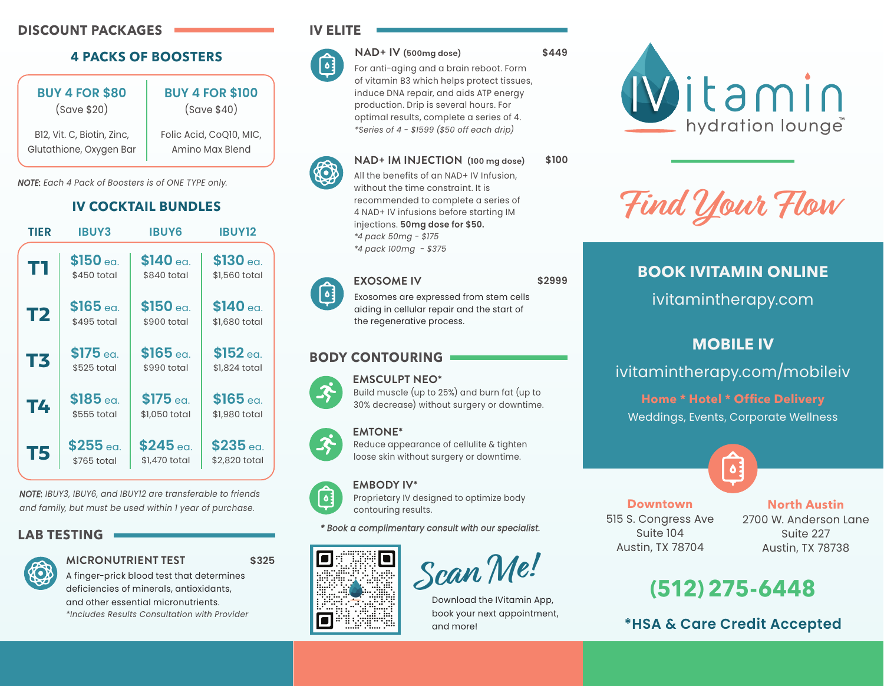## DISCOUNT PACKAGES

### 4 PACKS OF BOOSTERS

| BUY 4 FOR $80 (Save $20) | BUY 4 FOR $100 (Save $40) |
| --- | --- |
| B12, Vit. C, Biotin, Zinc, Glutathione, Oxygen Bar | Folic Acid, CoQ10, MIC, Amino Max Blend |

*NOTE: Each 4 Pack of Boosters is of ONE TYPE only.*

### IV COCKTAIL BUNDLES

| TIER | IBUY3 | IBUY6 | IBUY12 |
| --- | --- | --- | --- |
| T1 | $150 ea. $450 total | $140 ea. $840 total | $130 ea. $1,560 total |
| T2 | $165 ea. $495 total | $150 ea. $900 total | $140 ea. $1,680 total |
| T3 | $175 ea. $525 total | $165 ea. $990 total | $152 ea. $1,824 total |
| T4 | $185 ea. $555 total | $175 ea. $1,050 total | $165 ea. $1,980 total |
| T5 | $255 ea. $765 total | $245 ea. $1,470 total | $235 ea. $2,820 total |

*NOTE: IBUY3, IBUY6, and IBUY12 are transferable to friends and family, but must be used within 1 year of purchase.*

## LAB TESTING

**MICRONUTRIENT TEST** — $325

A finger-prick blood test that determines deficiencies of minerals, antioxidants, and other essential micronutrients.
*\*Includes Results Consultation with Provider*

## IV ELITE

**NAD+ IV (500mg dose)** — $449

For anti-aging and a brain reboot. Form of vitamin B3 which helps protect tissues, induce DNA repair, and aids ATP energy production. Drip is several hours. For optimal results, complete a series of 4.
*\*Series of 4 - $1599 ($50 off each drip)*

**NAD+ IM INJECTION (100 mg dose)** — $100

All the benefits of an NAD+ IV Infusion, without the time constraint. It is recommended to complete a series of 4 NAD+ IV infusions before starting IM injections. **50mg dose for $50.**
*\*4 pack 50mg - $175*
*\*4 pack 100mg - $375*

**EXOSOME IV** — $2999

Exosomes are expressed from stem cells aiding in cellular repair and the start of the regenerative process.

## BODY CONTOURING

**EMSCULPT NEO\***
Build muscle (up to 25%) and burn fat (up to 30% decrease) without surgery or downtime.

**EMTONE\***
Reduce appearance of cellulite & tighten loose skin without surgery or downtime.

**EMBODY IV\***
Proprietary IV designed to optimize body contouring results.

*\* Book a complimentary consult with our specialist.*

**Scan Me!**

Download the IVitamin App, book your next appointment, and more!

# IVitamin hydration lounge™

*Find Your Flow*

### BOOK IVITAMIN ONLINE

ivitamintherapy.com

### MOBILE IV

ivitamintherapy.com/mobileiv

**Home * Hotel * Office Delivery**

Weddings, Events, Corporate Wellness

**Downtown**
515 S. Congress Ave
Suite 104
Austin, TX 78704

**North Austin**
2700 W. Anderson Lane
Suite 227
Austin, TX 78738

**(512) 275-6448**

**\*HSA & Care Credit Accepted**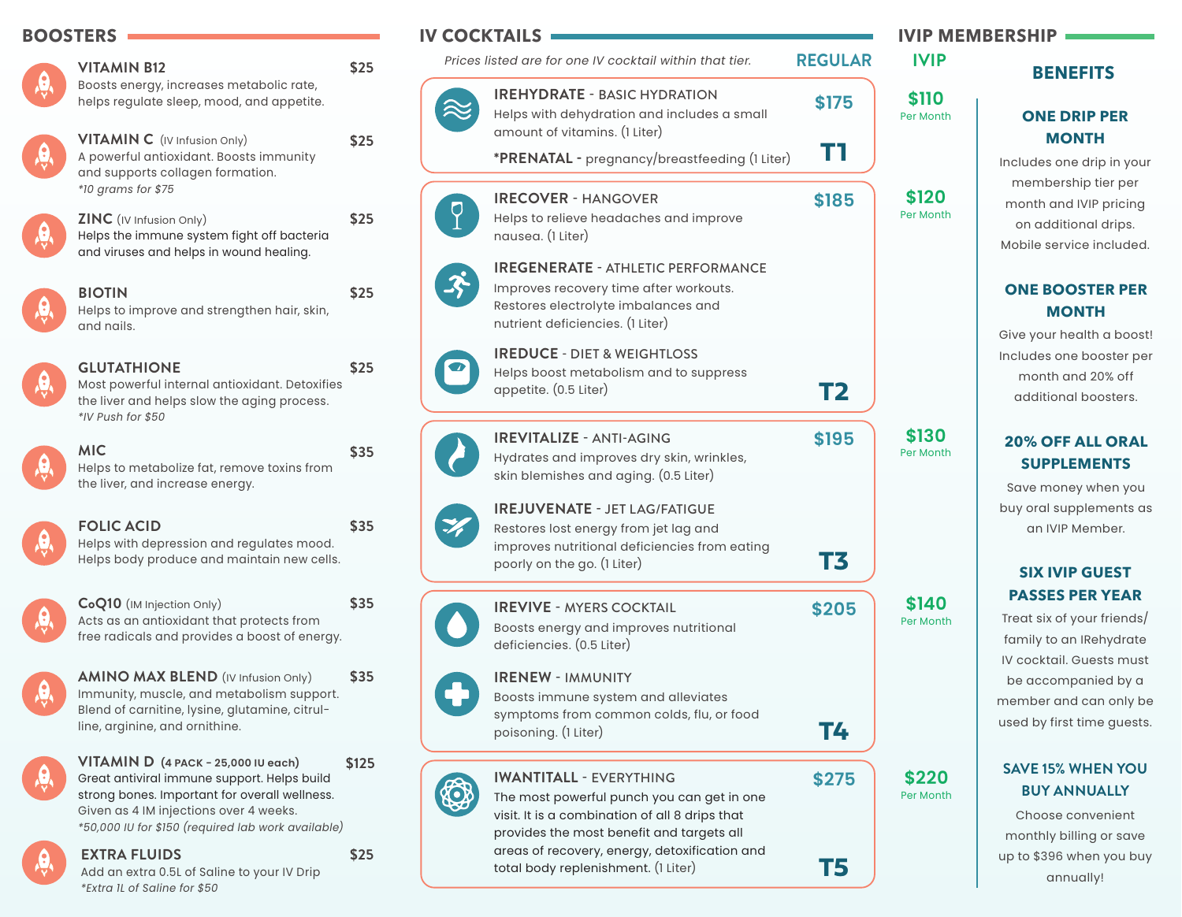## BOOSTERS

**VITAMIN B12** — $25
Boosts energy, increases metabolic rate, helps regulate sleep, mood, and appetite.

**VITAMIN C** (IV Infusion Only) — $25
A powerful antioxidant. Boosts immunity and supports collagen formation.
*\*10 grams for $75*

**ZINC** (IV Infusion Only) — $25
Helps the immune system fight off bacteria and viruses and helps in wound healing.

**BIOTIN** — $25
Helps to improve and strengthen hair, skin, and nails.

**GLUTATHIONE** — $25
Most powerful internal antioxidant. Detoxifies the liver and helps slow the aging process.
*\*IV Push for $50*

**MIC** — $35
Helps to metabolize fat, remove toxins from the liver, and increase energy.

**FOLIC ACID** — $35
Helps with depression and regulates mood. Helps body produce and maintain new cells.

**CoQ10** (IM Injection Only) — $35
Acts as an antioxidant that protects from free radicals and provides a boost of energy.

**AMINO MAX BLEND** (IV Infusion Only) — $35
Immunity, muscle, and metabolism support. Blend of carnitine, lysine, glutamine, citrul-line, arginine, and ornithine.

**VITAMIN D** (4 PACK - 25,000 IU each) — $125
Great antiviral immune support. Helps build strong bones. Important for overall wellness. Given as 4 IM injections over 4 weeks.
*\*50,000 IU for $150 (required lab work available)*

**EXTRA FLUIDS** — $25
Add an extra 0.5L of Saline to your IV Drip
*\*Extra 1L of Saline for $50*

## IV COCKTAILS

*Prices listed are for one IV cocktail within that tier.*

| Tier | IV Cocktail | REGULAR | IVIP |
|---|---|---|---|
| T1 | **IREHYDRATE** - BASIC HYDRATION: Helps with dehydration and includes a small amount of vitamins. (1 Liter)<br>**\*PRENATAL** - pregnancy/breastfeeding (1 Liter) | $175 | $110 Per Month |
| T2 | **IRECOVER** - HANGOVER: Helps to relieve headaches and improve nausea. (1 Liter)<br>**IREGENERATE** - ATHLETIC PERFORMANCE: Improves recovery time after workouts. Restores electrolyte imbalances and nutrient deficiencies. (1 Liter)<br>**IREDUCE** - DIET & WEIGHTLOSS: Helps boost metabolism and to suppress appetite. (0.5 Liter) | $185 | $120 Per Month |
| T3 | **IREVITALIZE** - ANTI-AGING: Hydrates and improves dry skin, wrinkles, skin blemishes and aging. (0.5 Liter)<br>**IREJUVENATE** - JET LAG/FATIGUE: Restores lost energy from jet lag and improves nutritional deficiencies from eating poorly on the go. (1 Liter) | $195 | $130 Per Month |
| T4 | **IREVIVE** - MYERS COCKTAIL: Boosts energy and improves nutritional deficiencies. (0.5 Liter)<br>**IRENEW** - IMMUNITY: Boosts immune system and alleviates symptoms from common colds, flu, or food poisoning. (1 Liter) | $205 | $140 Per Month |
| T5 | **IWANTITALL** - EVERYTHING: The most powerful punch you can get in one visit. It is a combination of all 8 drips that provides the most benefit and targets all areas of recovery, energy, detoxification and total body replenishment. (1 Liter) | $275 | $220 Per Month |

## IVIP MEMBERSHIP

### BENEFITS

**ONE DRIP PER MONTH**
Includes one drip in your membership tier per month and IVIP pricing on additional drips. Mobile service included.

**ONE BOOSTER PER MONTH**
Give your health a boost! Includes one booster per month and 20% off additional boosters.

**20% OFF ALL ORAL SUPPLEMENTS**
Save money when you buy oral supplements as an IVIP Member.

**SIX IVIP GUEST PASSES PER YEAR**
Treat six of your friends/ family to an IRehydrate IV cocktail. Guests must be accompanied by a member and can only be used by first time guests.

**SAVE 15% WHEN YOU BUY ANNUALLY**
Choose convenient monthly billing or save up to $396 when you buy annually!